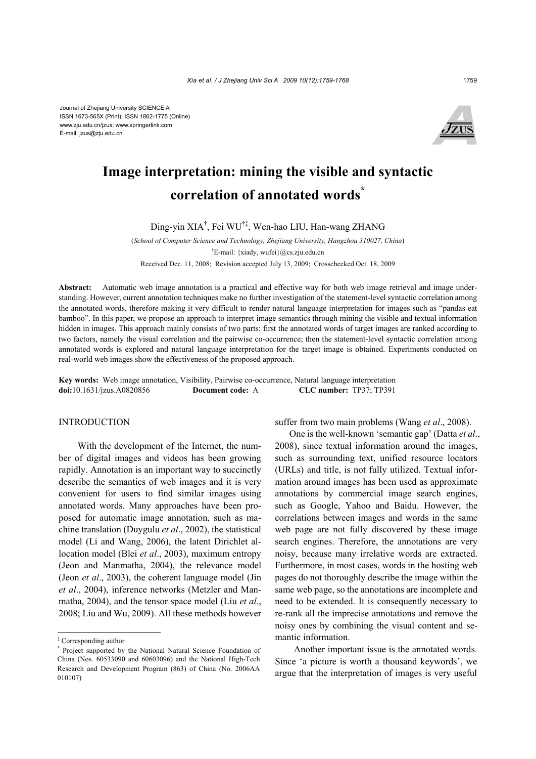Journal of Zhejiang University SCIENCE A
ISSN 1673-565X (Print); ISSN 1862-1775 (Online)
www.zju.edu.cn/jzus; www.springerlink.com
E-mail: jzus@zju.edu.cn

# Image interpretation: mining the visible and syntactic correlation of annotated words[*]

Ding-yin XIA[†], Fei WU[†‡], Wen-hao LIU, Han-wang ZHANG

(*School of Computer Science and Technology, Zhejiang University, Hangzhou 310027, China*)

[†]E-mail: {xiady, wufei}@cs.zju.edu.cn

Received Dec. 11, 2008; Revision accepted July 13, 2009; Crosschecked Oct. 18, 2009

**Abstract:** Automatic web image annotation is a practical and effective way for both web image retrieval and image understanding. However, current annotation techniques make no further investigation of the statement-level syntactic correlation among the annotated words, therefore making it very difficult to render natural language interpretation for images such as "pandas eat bamboo". In this paper, we propose an approach to interpret image semantics through mining the visible and textual information hidden in images. This approach mainly consists of two parts: first the annotated words of target images are ranked according to two factors, namely the visual correlation and the pairwise co-occurrence; then the statement-level syntactic correlation among annotated words is explored and natural language interpretation for the target image is obtained. Experiments conducted on real-world web images show the effectiveness of the proposed approach.

**Key words:** Web image annotation, Visibility, Pairwise co-occurrence, Natural language interpretation
**doi:**10.1631/jzus.A0820856 **Document code:** A **CLC number:** TP37; TP391

## INTRODUCTION

With the development of the Internet, the number of digital images and videos has been growing rapidly. Annotation is an important way to succinctly describe the semantics of web images and it is very convenient for users to find similar images using annotated words. Many approaches have been proposed for automatic image annotation, such as machine translation (Duygulu *et al*., 2002), the statistical model (Li and Wang, 2006), the latent Dirichlet allocation model (Blei *et al*., 2003), maximum entropy (Jeon and Manmatha, 2004), the relevance model (Jeon *et al*., 2003), the coherent language model (Jin *et al*., 2004), inference networks (Metzler and Manmatha, 2004), and the tensor space model (Liu *et al*., 2008; Liu and Wu, 2009). All these methods however suffer from two main problems (Wang *et al*., 2008).

One is the well-known 'semantic gap' (Datta *et al*., 2008), since textual information around the images, such as surrounding text, unified resource locators (URLs) and title, is not fully utilized. Textual information around images has been used as approximate annotations by commercial image search engines, such as Google, Yahoo and Baidu. However, the correlations between images and words in the same web page are not fully discovered by these image search engines. Therefore, the annotations are very noisy, because many irrelative words are extracted. Furthermore, in most cases, words in the hosting web pages do not thoroughly describe the image within the same web page, so the annotations are incomplete and need to be extended. It is consequently necessary to re-rank all the imprecise annotations and remove the noisy ones by combining the visual content and semantic information.

Another important issue is the annotated words. Since 'a picture is worth a thousand keywords', we argue that the interpretation of images is very useful

---

[‡] Corresponding author

[*] Project supported by the National Natural Science Foundation of China (Nos. 60533090 and 60603096) and the National High-Tech Research and Development Program (863) of China (No. 2006AA 010107)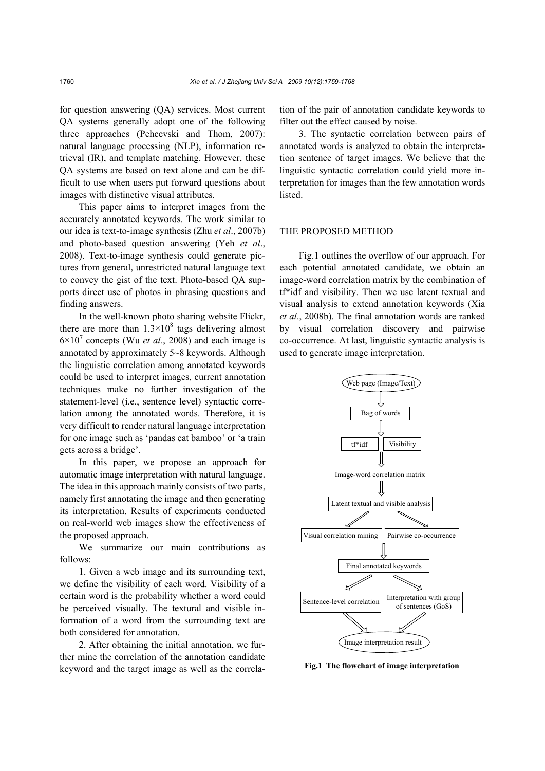for question answering (QA) services. Most current QA systems generally adopt one of the following three approaches (Pehcevski and Thom, 2007): natural language processing (NLP), information retrieval (IR), and template matching. However, these QA systems are based on text alone and can be difficult to use when users put forward questions about images with distinctive visual attributes.

This paper aims to interpret images from the accurately annotated keywords. The work similar to our idea is text-to-image synthesis (Zhu *et al*., 2007b) and photo-based question answering (Yeh *et al*., 2008). Text-to-image synthesis could generate pictures from general, unrestricted natural language text to convey the gist of the text. Photo-based QA supports direct use of photos in phrasing questions and finding answers.

In the well-known photo sharing website Flickr, there are more than $1.3\times10^8$ tags delivering almost $6\times10^7$ concepts (Wu *et al*., 2008) and each image is annotated by approximately 5~8 keywords. Although the linguistic correlation among annotated keywords could be used to interpret images, current annotation techniques make no further investigation of the statement-level (i.e., sentence level) syntactic correlation among the annotated words. Therefore, it is very difficult to render natural language interpretation for one image such as 'pandas eat bamboo' or 'a train gets across a bridge'.

In this paper, we propose an approach for automatic image interpretation with natural language. The idea in this approach mainly consists of two parts, namely first annotating the image and then generating its interpretation. Results of experiments conducted on real-world web images show the effectiveness of the proposed approach.

We summarize our main contributions as follows:

1. Given a web image and its surrounding text, we define the visibility of each word. Visibility of a certain word is the probability whether a word could be perceived visually. The textural and visible information of a word from the surrounding text are both considered for annotation.

2. After obtaining the initial annotation, we further mine the correlation of the annotation candidate keyword and the target image as well as the correlation of the pair of annotation candidate keywords to filter out the effect caused by noise.

3. The syntactic correlation between pairs of annotated words is analyzed to obtain the interpretation sentence of target images. We believe that the linguistic syntactic correlation could yield more interpretation for images than the few annotation words listed.

## THE PROPOSED METHOD

Fig.1 outlines the overflow of our approach. For each potential annotated candidate, we obtain an image-word correlation matrix by the combination of tf*idf and visibility. Then we use latent textual and visual analysis to extend annotation keywords (Xia *et al*., 2008b). The final annotation words are ranked by visual correlation discovery and pairwise co-occurrence. At last, linguistic syntactic analysis is used to generate image interpretation.

Web page (Image/Text) → Bag of words → tf*idf | Visibility → Image-word correlation matrix → Latent textual and visible analysis → Visual correlation mining | Pairwise co-occurrence → Final annotated keywords → Sentence-level correlation | Interpretation with group of sentences (GoS) → Image interpretation result

**Fig.1 The flowchart of image interpretation**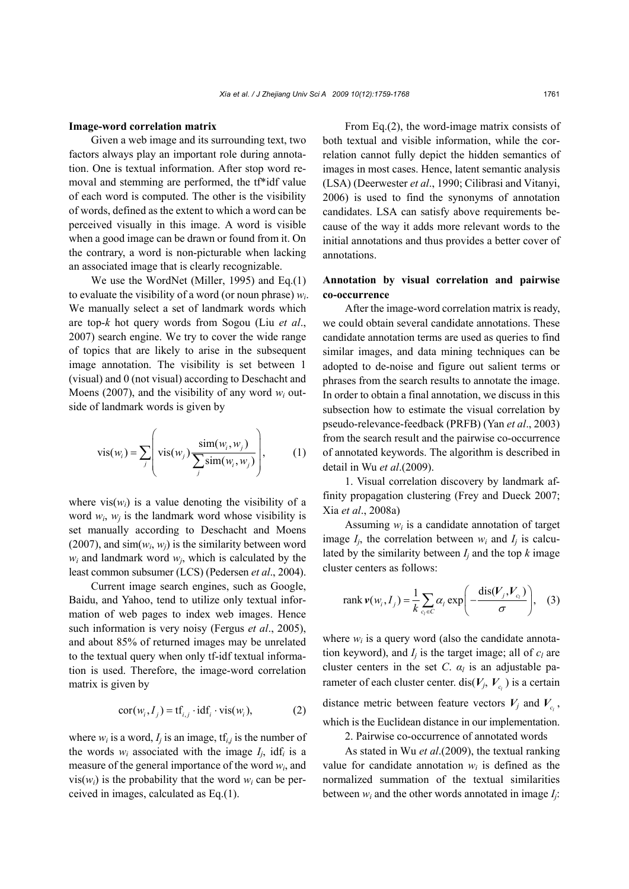**Image-word correlation matrix**

Given a web image and its surrounding text, two factors always play an important role during annotation. One is textual information. After stop word removal and stemming are performed, the tf*idf value of each word is computed. The other is the visibility of words, defined as the extent to which a word can be perceived visually in this image. A word is visible when a good image can be drawn or found from it. On the contrary, a word is non-picturable when lacking an associated image that is clearly recognizable.

We use the WordNet (Miller, 1995) and Eq.(1) to evaluate the visibility of a word (or noun phrase) $w_i$. We manually select a set of landmark words which are top-$k$ hot query words from Sogou (Liu *et al*., 2007) search engine. We try to cover the wide range of topics that are likely to arise in the subsequent image annotation. The visibility is set between 1 (visual) and 0 (not visual) according to Deschacht and Moens (2007), and the visibility of any word $w_i$ outside of landmark words is given by

$$\text{vis}(w_i) = \sum_j \left( \text{vis}(w_j) \frac{\text{sim}(w_i, w_j)}{\sum_j \text{sim}(w_i, w_j)} \right), \quad (1)$$

where $\text{vis}(w_i)$ is a value denoting the visibility of a word $w_i$, $w_j$ is the landmark word whose visibility is set manually according to Deschacht and Moens (2007), and $\text{sim}(w_i, w_j)$ is the similarity between word $w_i$ and landmark word $w_j$, which is calculated by the least common subsumer (LCS) (Pedersen *et al*., 2004).

Current image search engines, such as Google, Baidu, and Yahoo, tend to utilize only textual information of web pages to index web images. Hence such information is very noisy (Fergus *et al*., 2005), and about 85% of returned images may be unrelated to the textual query when only tf-idf textual information is used. Therefore, the image-word correlation matrix is given by

$$\text{cor}(w_i, I_j) = \text{tf}_{i,j} \cdot \text{idf}_i \cdot \text{vis}(w_i), \quad (2)$$

where $w_i$ is a word, $I_j$ is an image, $\text{tf}_{i,j}$ is the number of the words $w_i$ associated with the image $I_j$, $\text{idf}_i$ is a measure of the general importance of the word $w_i$, and $\text{vis}(w_i)$ is the probability that the word $w_i$ can be perceived in images, calculated as Eq.(1).

From Eq.(2), the word-image matrix consists of both textual and visible information, while the correlation cannot fully depict the hidden semantics of images in most cases. Hence, latent semantic analysis (LSA) (Deerwester *et al*., 1990; Cilibrasi and Vitanyi, 2006) is used to find the synonyms of annotation candidates. LSA can satisfy above requirements because of the way it adds more relevant words to the initial annotations and thus provides a better cover of annotations.

**Annotation by visual correlation and pairwise co-occurrence**

After the image-word correlation matrix is ready, we could obtain several candidate annotations. These candidate annotation terms are used as queries to find similar images, and data mining techniques can be adopted to de-noise and figure out salient terms or phrases from the search results to annotate the image. In order to obtain a final annotation, we discuss in this subsection how to estimate the visual correlation by pseudo-relevance-feedback (PRFB) (Yan *et al*., 2003) from the search result and the pairwise co-occurrence of annotated keywords. The algorithm is described in detail in Wu *et al*.(2009).

1. Visual correlation discovery by landmark affinity propagation clustering (Frey and Dueck 2007; Xia *et al*., 2008a)

Assuming $w_i$ is a candidate annotation of target image $I_j$, the correlation between $w_i$ and $I_j$ is calculated by the similarity between $I_j$ and the top $k$ image cluster centers as follows:

$$\text{rank}\,\boldsymbol{v}(w_i, I_j) = \frac{1}{k} \sum_{c_l \in C} \alpha_l \exp\left( -\frac{\text{dis}(\boldsymbol{V}_j, \boldsymbol{V}_{c_l})}{\sigma} \right), \quad (3)$$

where $w_i$ is a query word (also the candidate annotation keyword), and $I_j$ is the target image; all of $c_l$ are cluster centers in the set $C$. $\alpha_l$ is an adjustable parameter of each cluster center. $\text{dis}(\boldsymbol{V}_j, \boldsymbol{V}_{c_l})$ is a certain distance metric between feature vectors $\boldsymbol{V}_j$ and $\boldsymbol{V}_{c_l}$, which is the Euclidean distance in our implementation.

2. Pairwise co-occurrence of annotated words

As stated in Wu *et al*.(2009), the textual ranking value for candidate annotation $w_i$ is defined as the normalized summation of the textual similarities between $w_i$ and the other words annotated in image $I_j$: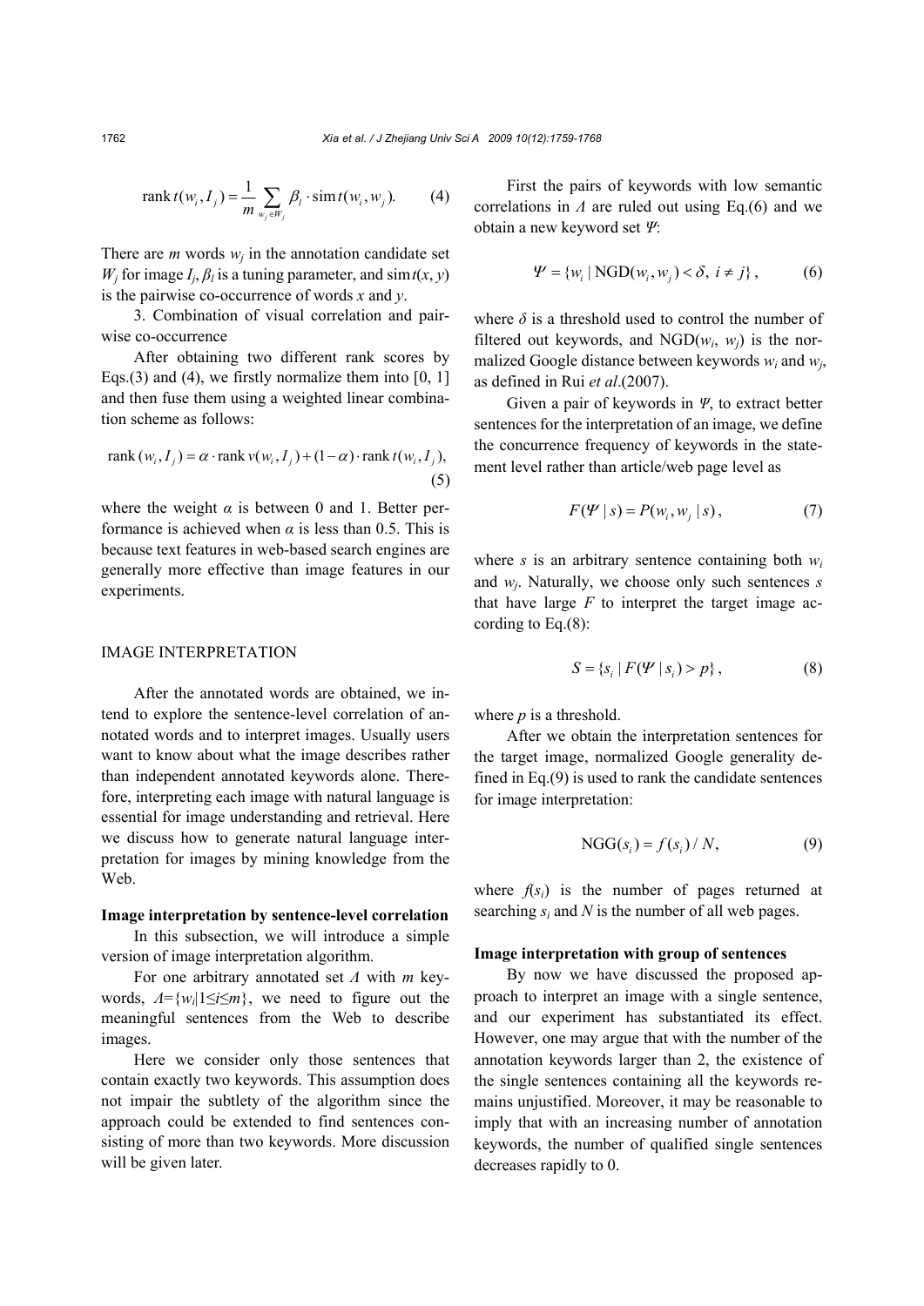$$\operatorname{rank} t(w_i, I_j) = \frac{1}{m} \sum_{w_j \in W_j} \beta_l \cdot \operatorname{sim} t(w_i, w_j). \tag{4}$$

There are $m$ words $w_j$ in the annotation candidate set $W_j$ for image $I_j$, $\beta_l$ is a tuning parameter, and $\operatorname{sim} t(x, y)$ is the pairwise co-occurrence of words $x$ and $y$.

3. Combination of visual correlation and pairwise co-occurrence

After obtaining two different rank scores by Eqs.(3) and (4), we firstly normalize them into [0, 1] and then fuse them using a weighted linear combination scheme as follows:

$$\operatorname{rank}(w_i, I_j) = \alpha \cdot \operatorname{rank} v(w_i, I_j) + (1-\alpha) \cdot \operatorname{rank} t(w_i, I_j), \tag{5}$$

where the weight $\alpha$ is between 0 and 1. Better performance is achieved when $\alpha$ is less than 0.5. This is because text features in web-based search engines are generally more effective than image features in our experiments.

## IMAGE INTERPRETATION

After the annotated words are obtained, we intend to explore the sentence-level correlation of annotated words and to interpret images. Usually users want to know about what the image describes rather than independent annotated keywords alone. Therefore, interpreting each image with natural language is essential for image understanding and retrieval. Here we discuss how to generate natural language interpretation for images by mining knowledge from the Web.

### Image interpretation by sentence-level correlation

In this subsection, we will introduce a simple version of image interpretation algorithm.

For one arbitrary annotated set $\Lambda$ with $m$ keywords, $\Lambda=\{w_i|1\le i\le m\}$, we need to figure out the meaningful sentences from the Web to describe images.

Here we consider only those sentences that contain exactly two keywords. This assumption does not impair the subtlety of the algorithm since the approach could be extended to find sentences consisting of more than two keywords. More discussion will be given later.

First the pairs of keywords with low semantic correlations in $\Lambda$ are ruled out using Eq.(6) and we obtain a new keyword set $\Psi$:

$$\Psi = \{w_i \mid \operatorname{NGD}(w_i, w_j) < \delta,\ i \ne j\}, \tag{6}$$

where $\delta$ is a threshold used to control the number of filtered out keywords, and $\operatorname{NGD}(w_i, w_j)$ is the normalized Google distance between keywords $w_i$ and $w_j$, as defined in Rui *et al*.(2007).

Given a pair of keywords in $\Psi$, to extract better sentences for the interpretation of an image, we define the concurrence frequency of keywords in the statement level rather than article/web page level as

$$F(\Psi \mid s) = P(w_i, w_j \mid s), \tag{7}$$

where $s$ is an arbitrary sentence containing both $w_i$ and $w_j$. Naturally, we choose only such sentences $s$ that have large $F$ to interpret the target image according to Eq.(8):

$$S = \{s_i \mid F(\Psi \mid s_i) > p\}, \tag{8}$$

where $p$ is a threshold.

After we obtain the interpretation sentences for the target image, normalized Google generality defined in Eq.(9) is used to rank the candidate sentences for image interpretation:

$$\operatorname{NGG}(s_i) = f(s_i) / N, \tag{9}$$

where $f(s_i)$ is the number of pages returned at searching $s_i$ and $N$ is the number of all web pages.

### Image interpretation with group of sentences

By now we have discussed the proposed approach to interpret an image with a single sentence, and our experiment has substantiated its effect. However, one may argue that with the number of the annotation keywords larger than 2, the existence of the single sentences containing all the keywords remains unjustified. Moreover, it may be reasonable to imply that with an increasing number of annotation keywords, the number of qualified single sentences decreases rapidly to 0.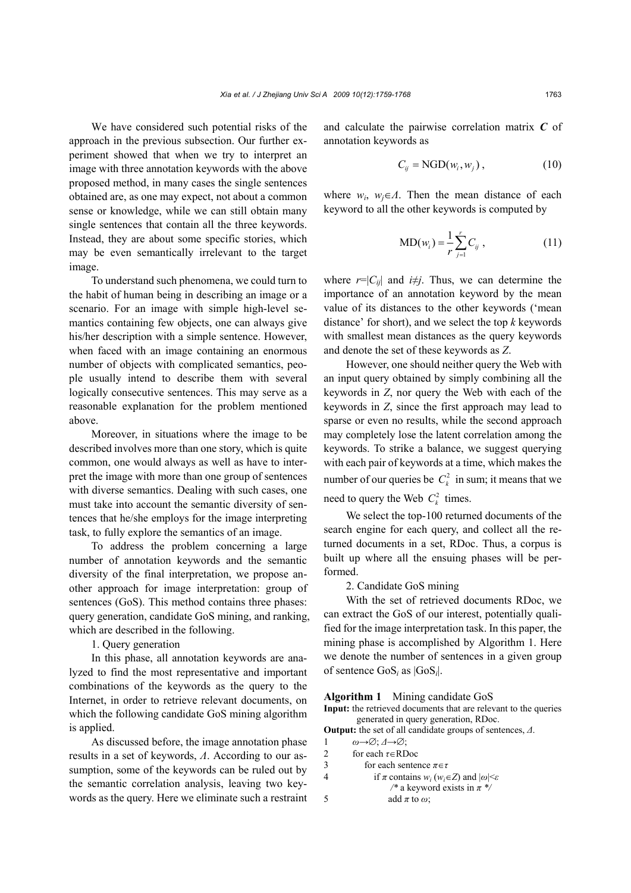We have considered such potential risks of the approach in the previous subsection. Our further experiment showed that when we try to interpret an image with three annotation keywords with the above proposed method, in many cases the single sentences obtained are, as one may expect, not about a common sense or knowledge, while we can still obtain many single sentences that contain all the three keywords. Instead, they are about some specific stories, which may be even semantically irrelevant to the target image.

To understand such phenomena, we could turn to the habit of human being in describing an image or a scenario. For an image with simple high-level semantics containing few objects, one can always give his/her description with a simple sentence. However, when faced with an image containing an enormous number of objects with complicated semantics, people usually intend to describe them with several logically consecutive sentences. This may serve as a reasonable explanation for the problem mentioned above.

Moreover, in situations where the image to be described involves more than one story, which is quite common, one would always as well as have to interpret the image with more than one group of sentences with diverse semantics. Dealing with such cases, one must take into account the semantic diversity of sentences that he/she employs for the image interpreting task, to fully explore the semantics of an image.

To address the problem concerning a large number of annotation keywords and the semantic diversity of the final interpretation, we propose another approach for image interpretation: group of sentences (GoS). This method contains three phases: query generation, candidate GoS mining, and ranking, which are described in the following.

1. Query generation

In this phase, all annotation keywords are analyzed to find the most representative and important combinations of the keywords as the query to the Internet, in order to retrieve relevant documents, on which the following candidate GoS mining algorithm is applied.

As discussed before, the image annotation phase results in a set of keywords, $\Lambda$. According to our assumption, some of the keywords can be ruled out by the semantic correlation analysis, leaving two keywords as the query. Here we eliminate such a restraint and calculate the pairwise correlation matrix $\boldsymbol{C}$ of annotation keywords as

$$C_{ij} = \mathrm{NGD}(w_i, w_j), \tag{10}$$

where $w_i$, $w_j \in \Lambda$. Then the mean distance of each keyword to all the other keywords is computed by

$$\mathrm{MD}(w_i) = \frac{1}{r}\sum_{j=1}^{r} C_{ij}, \tag{11}$$

where $r=|C_{ij}|$ and $i \neq j$. Thus, we can determine the importance of an annotation keyword by the mean value of its distances to the other keywords ('mean distance' for short), and we select the top $k$ keywords with smallest mean distances as the query keywords and denote the set of these keywords as $Z$.

However, one should neither query the Web with an input query obtained by simply combining all the keywords in $Z$, nor query the Web with each of the keywords in $Z$, since the first approach may lead to sparse or even no results, while the second approach may completely lose the latent correlation among the keywords. To strike a balance, we suggest querying with each pair of keywords at a time, which makes the number of our queries be $C_k^2$ in sum; it means that we need to query the Web $C_k^2$ times.

We select the top-100 returned documents of the search engine for each query, and collect all the returned documents in a set, RDoc. Thus, a corpus is built up where all the ensuing phases will be performed.

2. Candidate GoS mining

With the set of retrieved documents RDoc, we can extract the GoS of our interest, potentially qualified for the image interpretation task. In this paper, the mining phase is accomplished by Algorithm 1. Here we denote the number of sentences in a given group of sentence $\mathrm{GoS}_i$ as $|\mathrm{GoS}_i|$.

**Algorithm 1** Mining candidate GoS

**Input:** the retrieved documents that are relevant to the queries generated in query generation, RDoc.

**Output:** the set of all candidate groups of sentences, $\Delta$.

```
1    ω→∅; Δ→∅;
2    for each τ∈RDoc
3        for each sentence π∈τ
4            if π contains w_i (w_i∈Z) and |ω|<ε
                 /* a keyword exists in π */
5                add π to ω;
```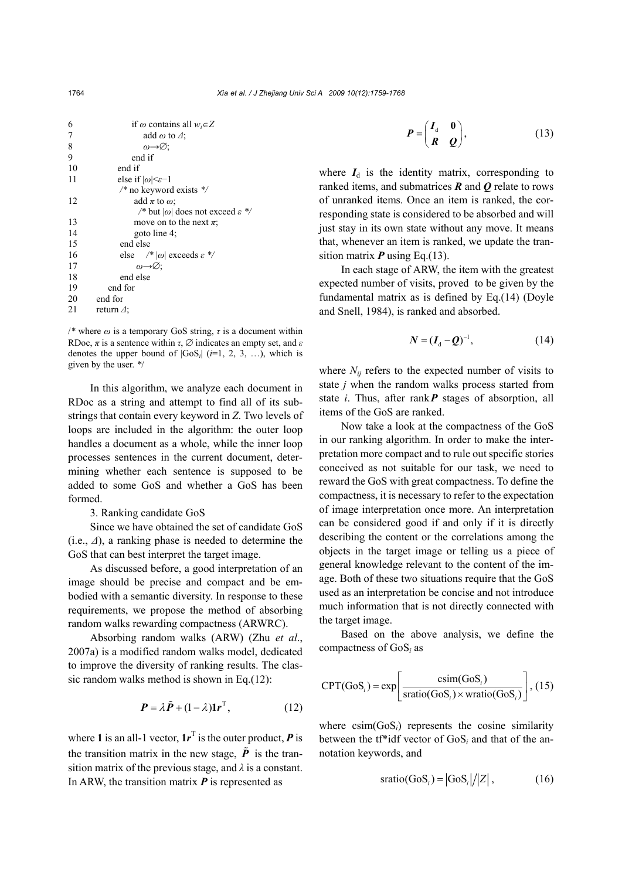```
6          if ω contains all w_i∈Z
7              add ω to Δ;
8              ω→∅;
9          end if
10       end if
11       else if |ω|<ε−1
         /* no keyword exists */
12           add π to ω;
             /* but |ω| does not exceed ε */
13           move on to the next π;
14           goto line 4;
15       end else
16       else    /* |ω| exceeds ε */
17           ω→∅;
18       end else
19     end for
20   end for
21   return Δ;
```

/* where $\omega$ is a temporary GoS string, $\tau$ is a document within RDoc, $\pi$ is a sentence within $\tau$, $\varnothing$ indicates an empty set, and $\varepsilon$ denotes the upper bound of $|\text{GoS}_i|$ ($i$=1, 2, 3, …), which is given by the user. */

In this algorithm, we analyze each document in RDoc as a string and attempt to find all of its substrings that contain every keyword in $Z$. Two levels of loops are included in the algorithm: the outer loop handles a document as a whole, while the inner loop processes sentences in the current document, determining whether each sentence is supposed to be added to some GoS and whether a GoS has been formed.

3. Ranking candidate GoS

Since we have obtained the set of candidate GoS (i.e., $\Delta$), a ranking phase is needed to determine the GoS that can best interpret the target image.

As discussed before, a good interpretation of an image should be precise and compact and be embodied with a semantic diversity. In response to these requirements, we propose the method of absorbing random walks rewarding compactness (ARWRC).

Absorbing random walks (ARW) (Zhu *et al*., 2007a) is a modified random walks model, dedicated to improve the diversity of ranking results. The classic random walks method is shown in Eq.(12):

$$\boldsymbol{P} = \lambda \tilde{\boldsymbol{P}} + (1-\lambda)\mathbf{1}\boldsymbol{r}^{\mathrm{T}}, \tag{12}$$

where $\mathbf{1}$ is an all-1 vector, $\mathbf{1}\boldsymbol{r}^{\mathrm{T}}$ is the outer product, $\boldsymbol{P}$ is the transition matrix in the new stage, $\tilde{\boldsymbol{P}}$ is the transition matrix of the previous stage, and $\lambda$ is a constant. In ARW, the transition matrix $\boldsymbol{P}$ is represented as

$$\boldsymbol{P} = \begin{pmatrix} \boldsymbol{I}_{\mathrm{d}} & \mathbf{0} \\ \boldsymbol{R} & \boldsymbol{Q} \end{pmatrix}, \tag{13}$$

where $\boldsymbol{I}_{\mathrm{d}}$ is the identity matrix, corresponding to ranked items, and submatrices $\boldsymbol{R}$ and $\boldsymbol{Q}$ relate to rows of unranked items. Once an item is ranked, the corresponding state is considered to be absorbed and will just stay in its own state without any move. It means that, whenever an item is ranked, we update the transition matrix $\boldsymbol{P}$ using Eq.(13).

In each stage of ARW, the item with the greatest expected number of visits, proved to be given by the fundamental matrix as is defined by Eq.(14) (Doyle and Snell, 1984), is ranked and absorbed.

$$\boldsymbol{N} = (\boldsymbol{I}_{\mathrm{d}} - \boldsymbol{Q})^{-1}, \tag{14}$$

where $N_{ij}$ refers to the expected number of visits to state $j$ when the random walks process started from state $i$. Thus, after rank$\boldsymbol{P}$ stages of absorption, all items of the GoS are ranked.

Now take a look at the compactness of the GoS in our ranking algorithm. In order to make the interpretation more compact and to rule out specific stories conceived as not suitable for our task, we need to reward the GoS with great compactness. To define the compactness, it is necessary to refer to the expectation of image interpretation once more. An interpretation can be considered good if and only if it is directly describing the content or the correlations among the objects in the target image or telling us a piece of general knowledge relevant to the content of the image. Both of these two situations require that the GoS used as an interpretation be concise and not introduce much information that is not directly connected with the target image.

Based on the above analysis, we define the compactness of $\text{GoS}_i$ as

$$\text{CPT}(\text{GoS}_i) = \exp\left[\frac{\text{csim}(\text{GoS}_i)}{\text{sratio}(\text{GoS}_i) \times \text{wratio}(\text{GoS}_i)}\right], \tag{15}$$

where $\text{csim}(\text{GoS}_i)$ represents the cosine similarity between the tf*idf vector of $\text{GoS}_i$ and that of the annotation keywords, and

$$\text{sratio}(\text{GoS}_i) = |\text{GoS}_i| / |Z|, \tag{16}$$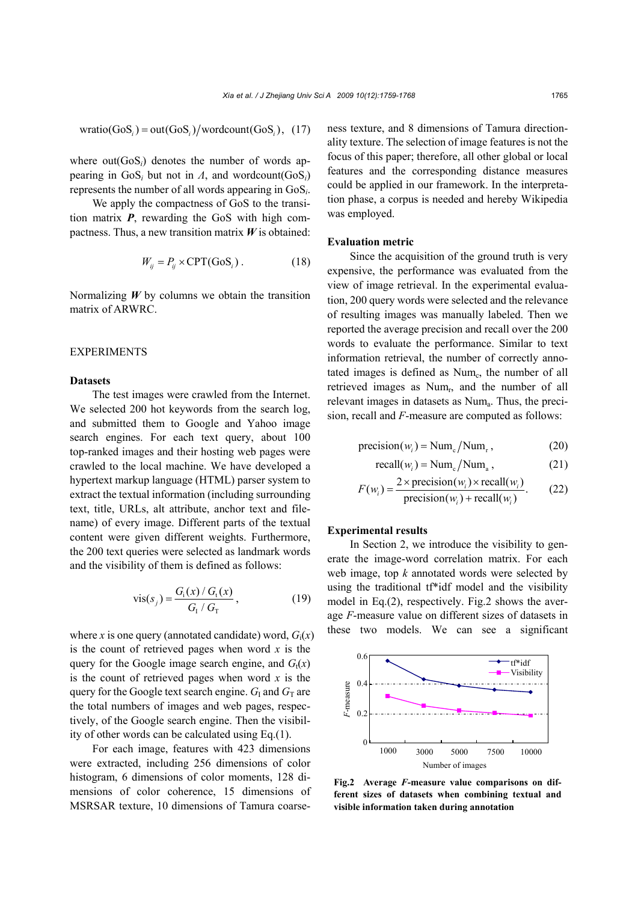$$\mathrm{wratio}(\mathrm{GoS}_i) = \mathrm{out}(\mathrm{GoS}_i) / \mathrm{wordcount}(\mathrm{GoS}_i), \quad (17)$$

where $\mathrm{out}(\mathrm{GoS}_i)$ denotes the number of words appearing in $\mathrm{GoS}_i$ but not in $\Lambda$, and $\mathrm{wordcount}(\mathrm{GoS}_i)$ represents the number of all words appearing in $\mathrm{GoS}_i$.

We apply the compactness of GoS to the transition matrix $\boldsymbol{P}$, rewarding the GoS with high compactness. Thus, a new transition matrix $\boldsymbol{W}$ is obtained:

$$W_{ij} = P_{ij} \times \mathrm{CPT}(\mathrm{GoS}_i). \quad (18)$$

Normalizing $\boldsymbol{W}$ by columns we obtain the transition matrix of ARWRC.

## EXPERIMENTS

### Datasets

The test images were crawled from the Internet. We selected 200 hot keywords from the search log, and submitted them to Google and Yahoo image search engines. For each text query, about 100 top-ranked images and their hosting web pages were crawled to the local machine. We have developed a hypertext markup language (HTML) parser system to extract the textual information (including surrounding text, title, URLs, alt attribute, anchor text and filename) of every image. Different parts of the textual content were given different weights. Furthermore, the 200 text queries were selected as landmark words and the visibility of them is defined as follows:

$$\mathrm{vis}(s_j) = \frac{G_\mathrm{I}(x) / G_\mathrm{t}(x)}{G_\mathrm{I} / G_\mathrm{T}}, \quad (19)$$

where $x$ is one query (annotated candidate) word, $G_\mathrm{I}(x)$ is the count of retrieved pages when word $x$ is the query for the Google image search engine, and $G_\mathrm{t}(x)$ is the count of retrieved pages when word $x$ is the query for the Google text search engine. $G_\mathrm{I}$ and $G_\mathrm{T}$ are the total numbers of images and web pages, respectively, of the Google search engine. Then the visibility of other words can be calculated using Eq.(1).

For each image, features with 423 dimensions were extracted, including 256 dimensions of color histogram, 6 dimensions of color moments, 128 dimensions of color coherence, 15 dimensions of MSRSAR texture, 10 dimensions of Tamura coarseness texture, and 8 dimensions of Tamura directionality texture. The selection of image features is not the focus of this paper; therefore, all other global or local features and the corresponding distance measures could be applied in our framework. In the interpretation phase, a corpus is needed and hereby Wikipedia was employed.

### Evaluation metric

Since the acquisition of the ground truth is very expensive, the performance was evaluated from the view of image retrieval. In the experimental evaluation, 200 query words were selected and the relevance of resulting images was manually labeled. Then we reported the average precision and recall over the 200 words to evaluate the performance. Similar to text information retrieval, the number of correctly annotated images is defined as $\mathrm{Num}_\mathrm{c}$, the number of all retrieved images as $\mathrm{Num}_\mathrm{r}$, and the number of all relevant images in datasets as $\mathrm{Num}_\mathrm{a}$. Thus, the precision, recall and $F$-measure are computed as follows:

$$\mathrm{precision}(w_i) = \mathrm{Num}_\mathrm{c} / \mathrm{Num}_\mathrm{r}, \quad (20)$$

$$\mathrm{recall}(w_i) = \mathrm{Num}_\mathrm{c} / \mathrm{Num}_\mathrm{a}, \quad (21)$$

$$F(w_i) = \frac{2 \times \mathrm{precision}(w_i) \times \mathrm{recall}(w_i)}{\mathrm{precision}(w_i) + \mathrm{recall}(w_i)}. \quad (22)$$

### Experimental results

In Section 2, we introduce the visibility to generate the image-word correlation matrix. For each web image, top $k$ annotated words were selected by using the traditional tf\*idf model and the visibility model in Eq.(2), respectively. Fig.2 shows the average $F$-measure value on different sizes of datasets in these two models. We can see a significant

**Fig.2 Average $F$-measure value comparisons on different sizes of datasets when combining textual and visible information taken during annotation**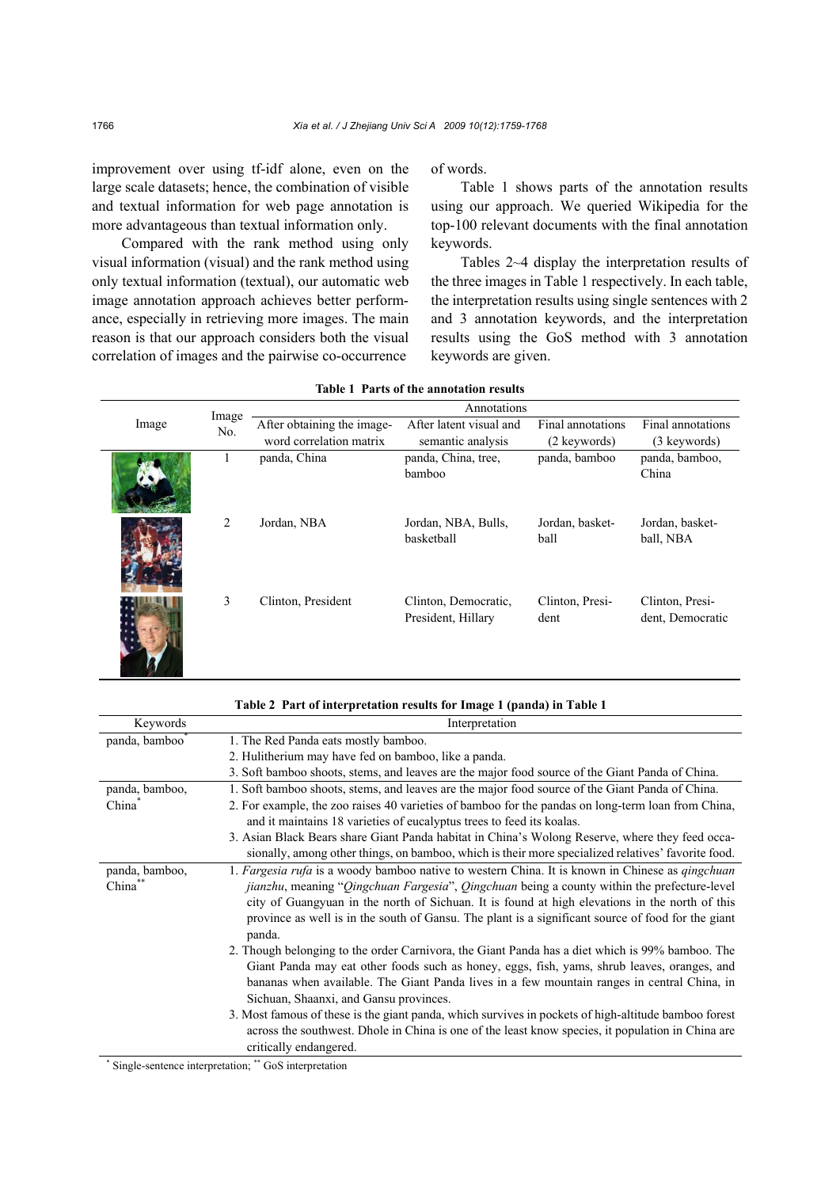improvement over using tf-idf alone, even on the large scale datasets; hence, the combination of visible and textual information for web page annotation is more advantageous than textual information only.

Compared with the rank method using only visual information (visual) and the rank method using only textual information (textual), our automatic web image annotation approach achieves better performance, especially in retrieving more images. The main reason is that our approach considers both the visual correlation of images and the pairwise co-occurrence of words.

Table 1 shows parts of the annotation results using our approach. We queried Wikipedia for the top-100 relevant documents with the final annotation keywords.

Tables 2~4 display the interpretation results of the three images in Table 1 respectively. In each table, the interpretation results using single sentences with 2 and 3 annotation keywords, and the interpretation results using the GoS method with 3 annotation keywords are given.

**Table 1 Parts of the annotation results**

| Image | Image No. | Annotations | | | |
|---|---|---|---|---|---|
| | | After obtaining the image-word correlation matrix | After latent visual and semantic analysis | Final annotations (2 keywords) | Final annotations (3 keywords) |
| | 1 | panda, China | panda, China, tree, bamboo | panda, bamboo | panda, bamboo, China |
| | 2 | Jordan, NBA | Jordan, NBA, Bulls, basketball | Jordan, basketball | Jordan, basketball, NBA |
| | 3 | Clinton, President | Clinton, Democratic, President, Hillary | Clinton, President | Clinton, President, Democratic |

**Table 2 Part of interpretation results for Image 1 (panda) in Table 1**

| Keywords | Interpretation |
|---|---|
| panda, bamboo* | 1. The Red Panda eats mostly bamboo.<br>2. Hulitherium may have fed on bamboo, like a panda.<br>3. Soft bamboo shoots, stems, and leaves are the major food source of the Giant Panda of China. |
| panda, bamboo, China* | 1. Soft bamboo shoots, stems, and leaves are the major food source of the Giant Panda of China.<br>2. For example, the zoo raises 40 varieties of bamboo for the pandas on long-term loan from China, and it maintains 18 varieties of eucalyptus trees to feed its koalas.<br>3. Asian Black Bears share Giant Panda habitat in China's Wolong Reserve, where they feed occasionally, among other things, on bamboo, which is their more specialized relatives' favorite food. |
| panda, bamboo, China** | 1. *Fargesia rufa* is a woody bamboo native to western China. It is known in Chinese as *qingchuan jianzhu*, meaning "*Qingchuan Fargesia*", *Qingchuan* being a county within the prefecture-level city of Guangyuan in the north of Sichuan. It is found at high elevations in the north of this province as well is in the south of Gansu. The plant is a significant source of food for the giant panda.<br>2. Though belonging to the order Carnivora, the Giant Panda has a diet which is 99% bamboo. The Giant Panda may eat other foods such as honey, eggs, fish, yams, shrub leaves, oranges, and bananas when available. The Giant Panda lives in a few mountain ranges in central China, in Sichuan, Shaanxi, and Gansu provinces.<br>3. Most famous of these is the giant panda, which survives in pockets of high-altitude bamboo forest across the southwest. Dhole in China is one of the least know species, it population in China are critically endangered. |

\* Single-sentence interpretation; \*\* GoS interpretation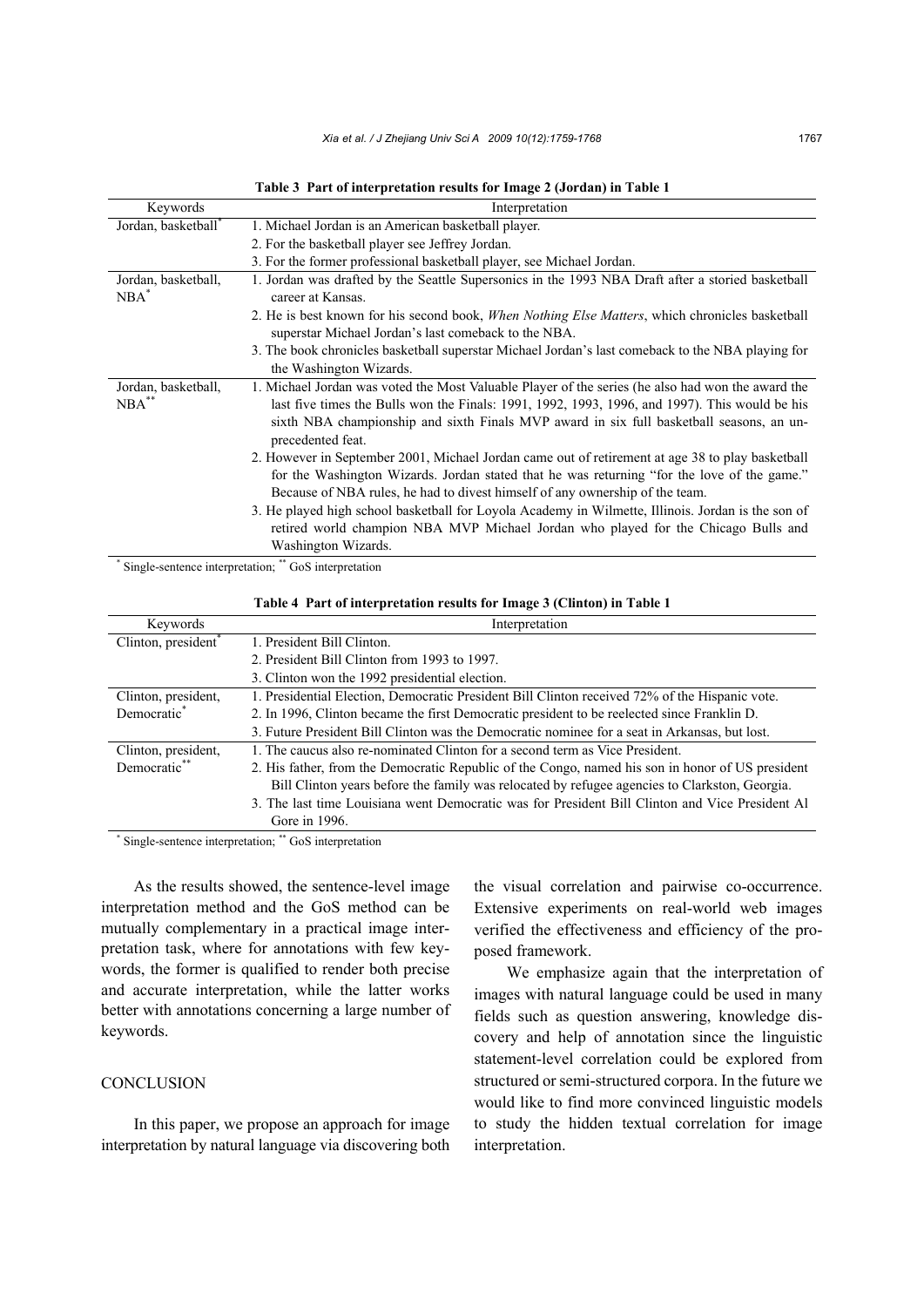**Table 3 Part of interpretation results for Image 2 (Jordan) in Table 1**

| Keywords | Interpretation |
|---|---|
| Jordan, basketball* | 1. Michael Jordan is an American basketball player. |
| | 2. For the basketball player see Jeffrey Jordan. |
| | 3. For the former professional basketball player, see Michael Jordan. |
| Jordan, basketball, NBA* | 1. Jordan was drafted by the Seattle Supersonics in the 1993 NBA Draft after a storied basketball career at Kansas. |
| | 2. He is best known for his second book, *When Nothing Else Matters*, which chronicles basketball superstar Michael Jordan's last comeback to the NBA. |
| | 3. The book chronicles basketball superstar Michael Jordan's last comeback to the NBA playing for the Washington Wizards. |
| Jordan, basketball, NBA** | 1. Michael Jordan was voted the Most Valuable Player of the series (he also had won the award the last five times the Bulls won the Finals: 1991, 1992, 1993, 1996, and 1997). This would be his sixth NBA championship and sixth Finals MVP award in six full basketball seasons, an unprecedented feat. |
| | 2. However in September 2001, Michael Jordan came out of retirement at age 38 to play basketball for the Washington Wizards. Jordan stated that he was returning "for the love of the game." Because of NBA rules, he had to divest himself of any ownership of the team. |
| | 3. He played high school basketball for Loyola Academy in Wilmette, Illinois. Jordan is the son of retired world champion NBA MVP Michael Jordan who played for the Chicago Bulls and Washington Wizards. |

* Single-sentence interpretation; ** GoS interpretation

**Table 4 Part of interpretation results for Image 3 (Clinton) in Table 1**

| Keywords | Interpretation |
|---|---|
| Clinton, president* | 1. President Bill Clinton. |
| | 2. President Bill Clinton from 1993 to 1997. |
| | 3. Clinton won the 1992 presidential election. |
| Clinton, president, Democratic* | 1. Presidential Election, Democratic President Bill Clinton received 72% of the Hispanic vote. |
| | 2. In 1996, Clinton became the first Democratic president to be reelected since Franklin D. |
| | 3. Future President Bill Clinton was the Democratic nominee for a seat in Arkansas, but lost. |
| Clinton, president, Democratic** | 1. The caucus also re-nominated Clinton for a second term as Vice President. |
| | 2. His father, from the Democratic Republic of the Congo, named his son in honor of US president Bill Clinton years before the family was relocated by refugee agencies to Clarkston, Georgia. |
| | 3. The last time Louisiana went Democratic was for President Bill Clinton and Vice President Al Gore in 1996. |

* Single-sentence interpretation; ** GoS interpretation

As the results showed, the sentence-level image interpretation method and the GoS method can be mutually complementary in a practical image interpretation task, where for annotations with few keywords, the former is qualified to render both precise and accurate interpretation, while the latter works better with annotations concerning a large number of keywords.

## CONCLUSION

In this paper, we propose an approach for image interpretation by natural language via discovering both the visual correlation and pairwise co-occurrence. Extensive experiments on real-world web images verified the effectiveness and efficiency of the proposed framework.

We emphasize again that the interpretation of images with natural language could be used in many fields such as question answering, knowledge discovery and help of annotation since the linguistic statement-level correlation could be explored from structured or semi-structured corpora. In the future we would like to find more convinced linguistic models to study the hidden textual correlation for image interpretation.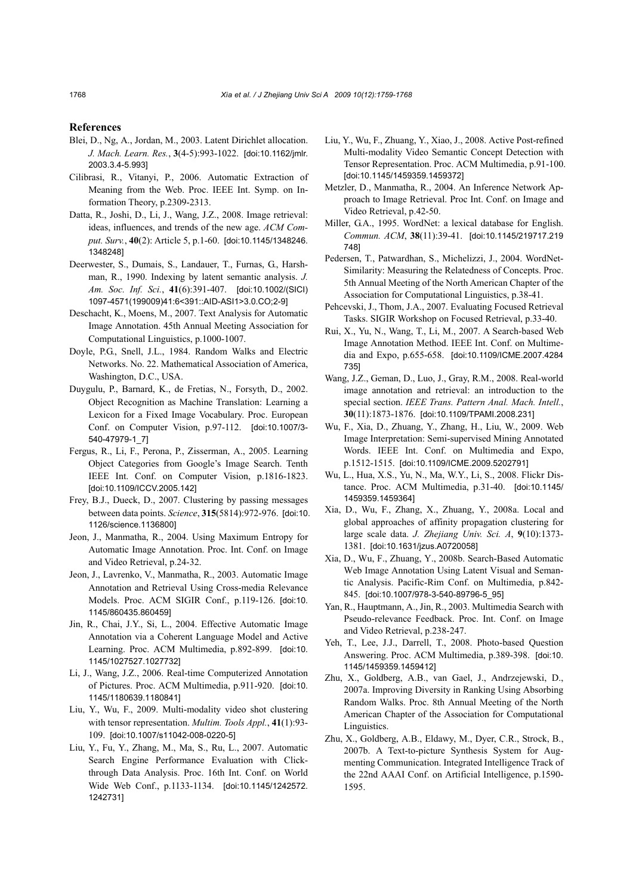## References

Blei, D., Ng, A., Jordan, M., 2003. Latent Dirichlet allocation. *J. Mach. Learn. Res.*, **3**(4-5):993-1022. [doi:10.1162/jmlr.2003.3.4-5.993]

Cilibrasi, R., Vitanyi, P., 2006. Automatic Extraction of Meaning from the Web. Proc. IEEE Int. Symp. on Information Theory, p.2309-2313.

Datta, R., Joshi, D., Li, J., Wang, J.Z., 2008. Image retrieval: ideas, influences, and trends of the new age. *ACM Comput. Surv.*, **40**(2): Article 5, p.1-60. [doi:10.1145/1348246.1348248]

Deerwester, S., Dumais, S., Landauer, T., Furnas, G., Harshman, R., 1990. Indexing by latent semantic analysis. *J. Am. Soc. Inf. Sci.*, **41**(6):391-407. [doi:10.1002/(SICI)1097-4571(199009)41:6<391::AID-ASI1>3.0.CO;2-9]

Deschacht, K., Moens, M., 2007. Text Analysis for Automatic Image Annotation. 45th Annual Meeting Association for Computational Linguistics, p.1000-1007.

Doyle, P.G., Snell, J.L., 1984. Random Walks and Electric Networks. No. 22. Mathematical Association of America, Washington, D.C., USA.

Duygulu, P., Barnard, K., de Fretias, N., Forsyth, D., 2002. Object Recognition as Machine Translation: Learning a Lexicon for a Fixed Image Vocabulary. Proc. European Conf. on Computer Vision, p.97-112. [doi:10.1007/3-540-47979-1_7]

Fergus, R., Li, F., Perona, P., Zisserman, A., 2005. Learning Object Categories from Google's Image Search. Tenth IEEE Int. Conf. on Computer Vision, p.1816-1823. [doi:10.1109/ICCV.2005.142]

Frey, B.J., Dueck, D., 2007. Clustering by passing messages between data points. *Science*, **315**(5814):972-976. [doi:10.1126/science.1136800]

Jeon, J., Manmatha, R., 2004. Using Maximum Entropy for Automatic Image Annotation. Proc. Int. Conf. on Image and Video Retrieval, p.24-32.

Jeon, J., Lavrenko, V., Manmatha, R., 2003. Automatic Image Annotation and Retrieval Using Cross-media Relevance Models. Proc. ACM SIGIR Conf., p.119-126. [doi:10.1145/860435.860459]

Jin, R., Chai, J.Y., Si, L., 2004. Effective Automatic Image Annotation via a Coherent Language Model and Active Learning. Proc. ACM Multimedia, p.892-899. [doi:10.1145/1027527.1027732]

Li, J., Wang, J.Z., 2006. Real-time Computerized Annotation of Pictures. Proc. ACM Multimedia, p.911-920. [doi:10.1145/1180639.1180841]

Liu, Y., Wu, F., 2009. Multi-modality video shot clustering with tensor representation. *Multim. Tools Appl.*, **41**(1):93-109. [doi:10.1007/s11042-008-0220-5]

Liu, Y., Fu, Y., Zhang, M., Ma, S., Ru, L., 2007. Automatic Search Engine Performance Evaluation with Click-through Data Analysis. Proc. 16th Int. Conf. on World Wide Web Conf., p.1133-1134. [doi:10.1145/1242572.1242731]

Liu, Y., Wu, F., Zhuang, Y., Xiao, J., 2008. Active Post-refined Multi-modality Video Semantic Concept Detection with Tensor Representation. Proc. ACM Multimedia, p.91-100. [doi:10.1145/1459359.1459372]

Metzler, D., Manmatha, R., 2004. An Inference Network Approach to Image Retrieval. Proc Int. Conf. on Image and Video Retrieval, p.42-50.

Miller, G.A., 1995. WordNet: a lexical database for English. *Commun. ACM*, **38**(11):39-41. [doi:10.1145/219717.219748]

Pedersen, T., Patwardhan, S., Michelizzi, J., 2004. WordNet-Similarity: Measuring the Relatedness of Concepts. Proc. 5th Annual Meeting of the North American Chapter of the Association for Computational Linguistics, p.38-41.

Pehcevski, J., Thom, J.A., 2007. Evaluating Focused Retrieval Tasks. SIGIR Workshop on Focused Retrieval, p.33-40.

Rui, X., Yu, N., Wang, T., Li, M., 2007. A Search-based Web Image Annotation Method. IEEE Int. Conf. on Multimedia and Expo, p.655-658. [doi:10.1109/ICME.2007.4284735]

Wang, J.Z., Geman, D., Luo, J., Gray, R.M., 2008. Real-world image annotation and retrieval: an introduction to the special section. *IEEE Trans. Pattern Anal. Mach. Intell.*, **30**(11):1873-1876. [doi:10.1109/TPAMI.2008.231]

Wu, F., Xia, D., Zhuang, Y., Zhang, H., Liu, W., 2009. Web Image Interpretation: Semi-supervised Mining Annotated Words. IEEE Int. Conf. on Multimedia and Expo, p.1512-1515. [doi:10.1109/ICME.2009.5202791]

Wu, L., Hua, X.S., Yu, N., Ma, W.Y., Li, S., 2008. Flickr Distance. Proc. ACM Multimedia, p.31-40. [doi:10.1145/1459359.1459364]

Xia, D., Wu, F., Zhang, X., Zhuang, Y., 2008a. Local and global approaches of affinity propagation clustering for large scale data. *J. Zhejiang Univ. Sci. A*, **9**(10):1373-1381. [doi:10.1631/jzus.A0720058]

Xia, D., Wu, F., Zhuang, Y., 2008b. Search-Based Automatic Web Image Annotation Using Latent Visual and Semantic Analysis. Pacific-Rim Conf. on Multimedia, p.842-845. [doi:10.1007/978-3-540-89796-5_95]

Yan, R., Hauptmann, A., Jin, R., 2003. Multimedia Search with Pseudo-relevance Feedback. Proc. Int. Conf. on Image and Video Retrieval, p.238-247.

Yeh, T., Lee, J.J., Darrell, T., 2008. Photo-based Question Answering. Proc. ACM Multimedia, p.389-398. [doi:10.1145/1459359.1459412]

Zhu, X., Goldberg, A.B., van Gael, J., Andrzejewski, D., 2007a. Improving Diversity in Ranking Using Absorbing Random Walks. Proc. 8th Annual Meeting of the North American Chapter of the Association for Computational Linguistics.

Zhu, X., Goldberg, A.B., Eldawy, M., Dyer, C.R., Strock, B., 2007b. A Text-to-picture Synthesis System for Augmenting Communication. Integrated Intelligence Track of the 22nd AAAI Conf. on Artificial Intelligence, p.1590-1595.